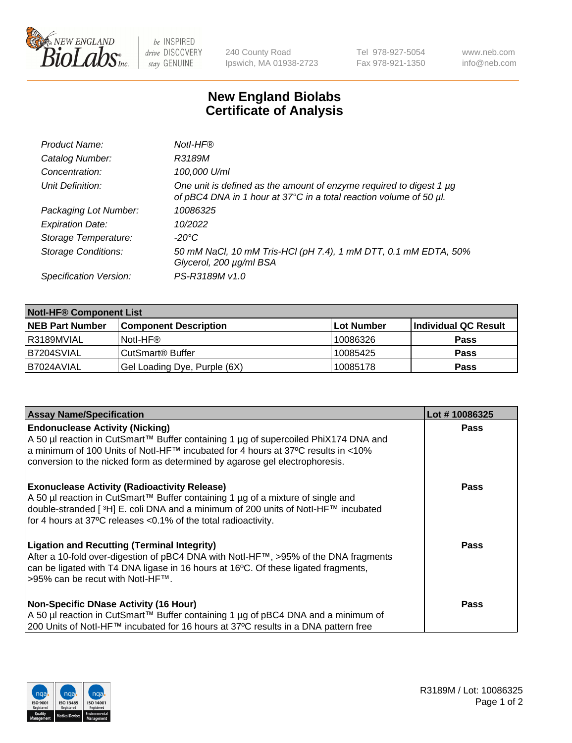New England BioLabs Inc. — be INSPIRED drive DISCOVERY stay GENUINE

240 County Road
Ipswich, MA 01938-2723

Tel 978-927-5054
Fax 978-921-1350

www.neb.com
info@neb.com

# New England Biolabs
# Certificate of Analysis

| | |
|---|---|
| *Product Name:* | *NotI-HF®* |
| *Catalog Number:* | *R3189M* |
| *Concentration:* | *100,000 U/ml* |
| *Unit Definition:* | *One unit is defined as the amount of enzyme required to digest 1 µg of pBC4 DNA in 1 hour at 37°C in a total reaction volume of 50 µl.* |
| *Packaging Lot Number:* | *10086325* |
| *Expiration Date:* | *10/2022* |
| *Storage Temperature:* | *-20°C* |
| *Storage Conditions:* | *50 mM NaCl, 10 mM Tris-HCl (pH 7.4), 1 mM DTT, 0.1 mM EDTA, 50% Glycerol, 200 µg/ml BSA* |
| *Specification Version:* | *PS-R3189M v1.0* |

| **NotI-HF® Component List** | | | |
|---|---|---|---|
| **NEB Part Number** | **Component Description** | **Lot Number** | **Individual QC Result** |
| R3189MVIAL | NotI-HF® | 10086326 | **Pass** |
| B7204SVIAL | CutSmart® Buffer | 10085425 | **Pass** |
| B7024AVIAL | Gel Loading Dye, Purple (6X) | 10085178 | **Pass** |

| **Assay Name/Specification** | **Lot # 10086325** |
|---|---|
| **Endonuclease Activity (Nicking)**<br>A 50 µl reaction in CutSmart™ Buffer containing 1 µg of supercoiled PhiX174 DNA and a minimum of 100 Units of NotI-HF™ incubated for 4 hours at 37ºC results in <10% conversion to the nicked form as determined by agarose gel electrophoresis. | **Pass** |
| **Exonuclease Activity (Radioactivity Release)**<br>A 50 µl reaction in CutSmart™ Buffer containing 1 µg of a mixture of single and double-stranded [ $^{3}$H] E. coli DNA and a minimum of 200 units of NotI-HF™ incubated for 4 hours at 37ºC releases <0.1% of the total radioactivity. | **Pass** |
| **Ligation and Recutting (Terminal Integrity)**<br>After a 10-fold over-digestion of pBC4 DNA with NotI-HF™, >95% of the DNA fragments can be ligated with T4 DNA ligase in 16 hours at 16ºC. Of these ligated fragments, >95% can be recut with NotI-HF™. | **Pass** |
| **Non-Specific DNase Activity (16 Hour)**<br>A 50 µl reaction in CutSmart™ Buffer containing 1 µg of pBC4 DNA and a minimum of 200 Units of NotI-HF™ incubated for 16 hours at 37ºC results in a DNA pattern free | **Pass** |

R3189M / Lot: 10086325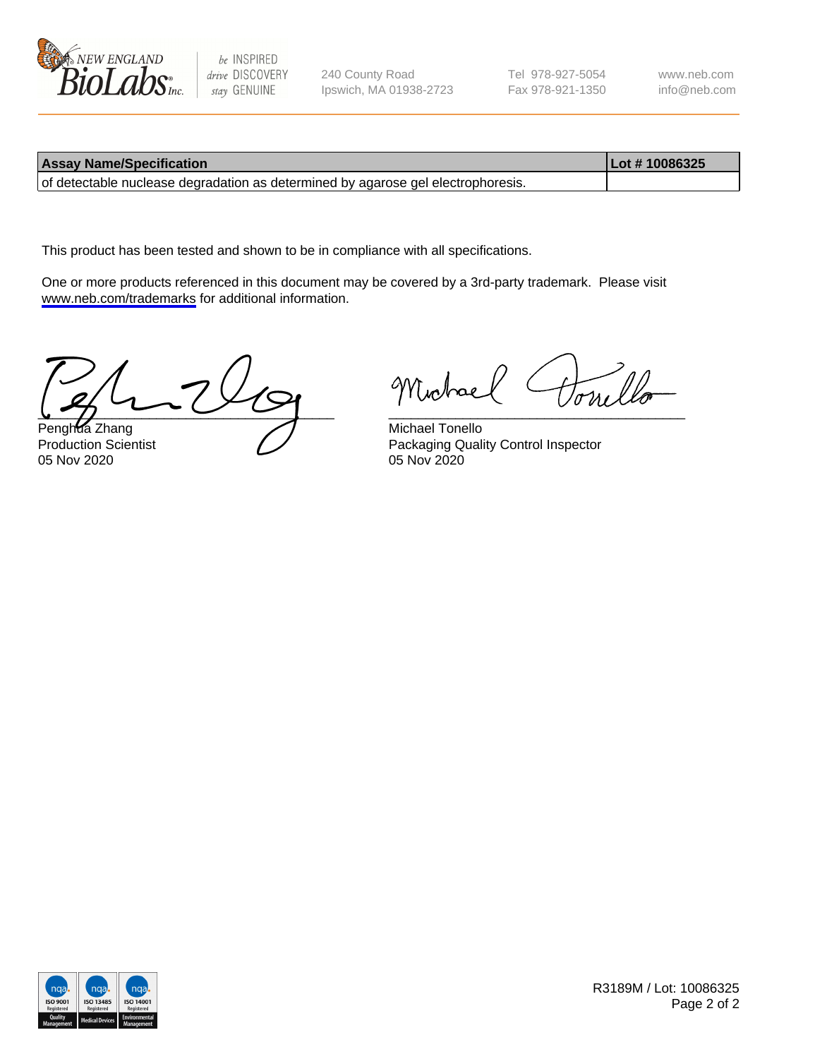| Assay Name/Specification | Lot # 10086325 |
| --- | --- |
| of detectable nuclease degradation as determined by agarose gel electrophoresis. | |

This product has been tested and shown to be in compliance with all specifications.

One or more products referenced in this document may be covered by a 3rd-party trademark. Please visit www.neb.com/trademarks for additional information.

Penghua Zhang
Production Scientist
05 Nov 2020

Michael Tonello
Packaging Quality Control Inspector
05 Nov 2020

R3189M / Lot: 10086325